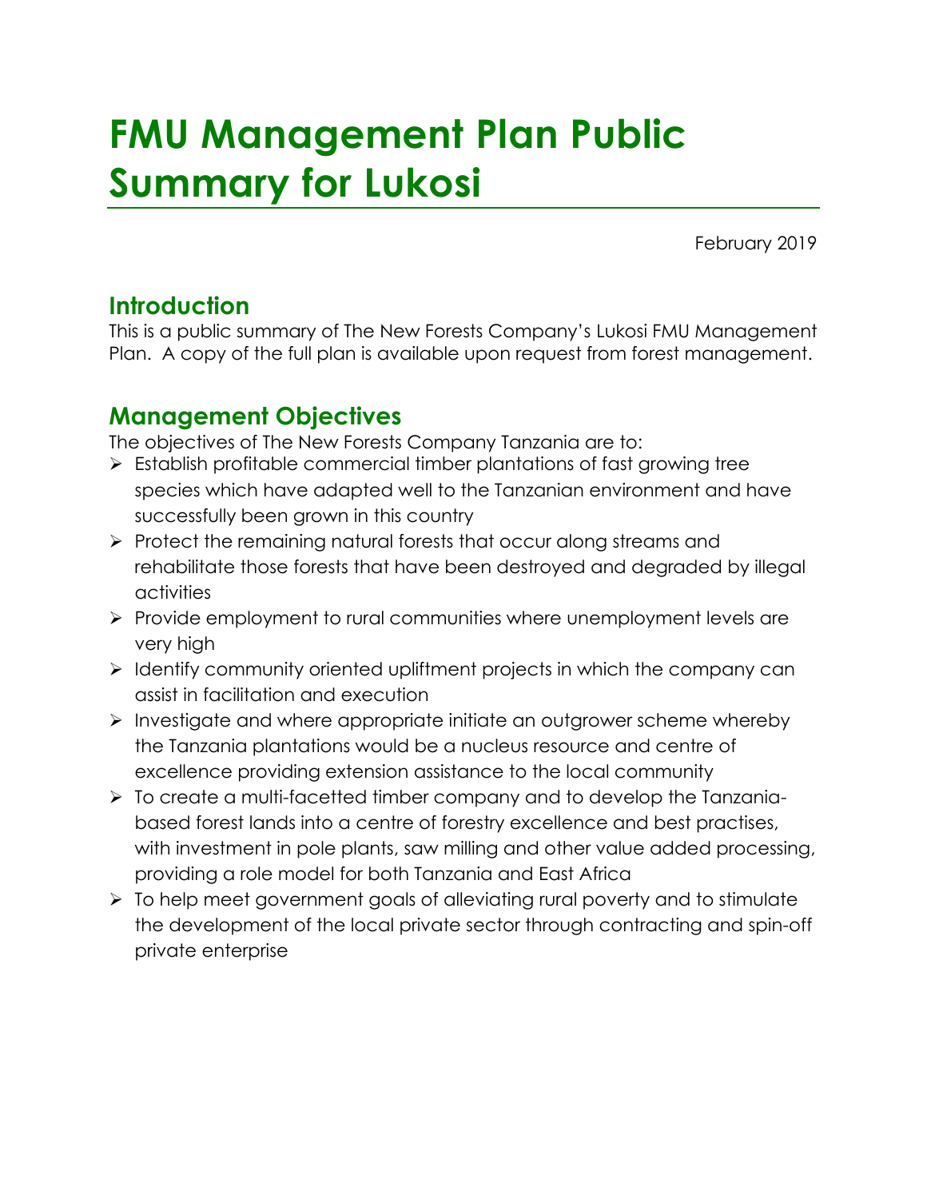# FMU Management Plan Public Summary for Lukosi

February 2019

## Introduction

This is a public summary of The New Forests Company's Lukosi FMU Management Plan. A copy of the full plan is available upon request from forest management.

## Management Objectives

The objectives of The New Forests Company Tanzania are to:

- Establish profitable commercial timber plantations of fast growing tree species which have adapted well to the Tanzanian environment and have successfully been grown in this country
- Protect the remaining natural forests that occur along streams and rehabilitate those forests that have been destroyed and degraded by illegal activities
- Provide employment to rural communities where unemployment levels are very high
- Identify community oriented upliftment projects in which the company can assist in facilitation and execution
- Investigate and where appropriate initiate an outgrower scheme whereby the Tanzania plantations would be a nucleus resource and centre of excellence providing extension assistance to the local community
- To create a multi-facetted timber company and to develop the Tanzania-based forest lands into a centre of forestry excellence and best practises, with investment in pole plants, saw milling and other value added processing, providing a role model for both Tanzania and East Africa
- To help meet government goals of alleviating rural poverty and to stimulate the development of the local private sector through contracting and spin-off private enterprise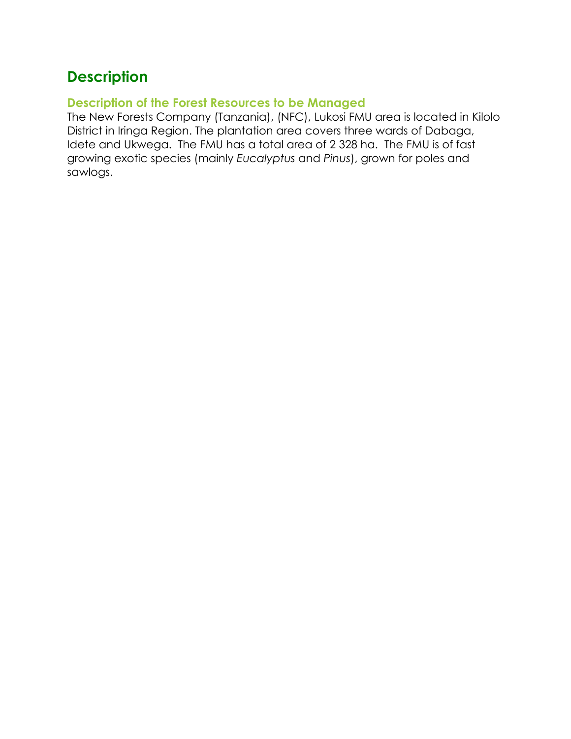# Description

## Description of the Forest Resources to be Managed

The New Forests Company (Tanzania), (NFC), Lukosi FMU area is located in Kilolo District in Iringa Region. The plantation area covers three wards of Dabaga, Idete and Ukwega. The FMU has a total area of 2 328 ha. The FMU is of fast growing exotic species (mainly *Eucalyptus* and *Pinus*), grown for poles and sawlogs.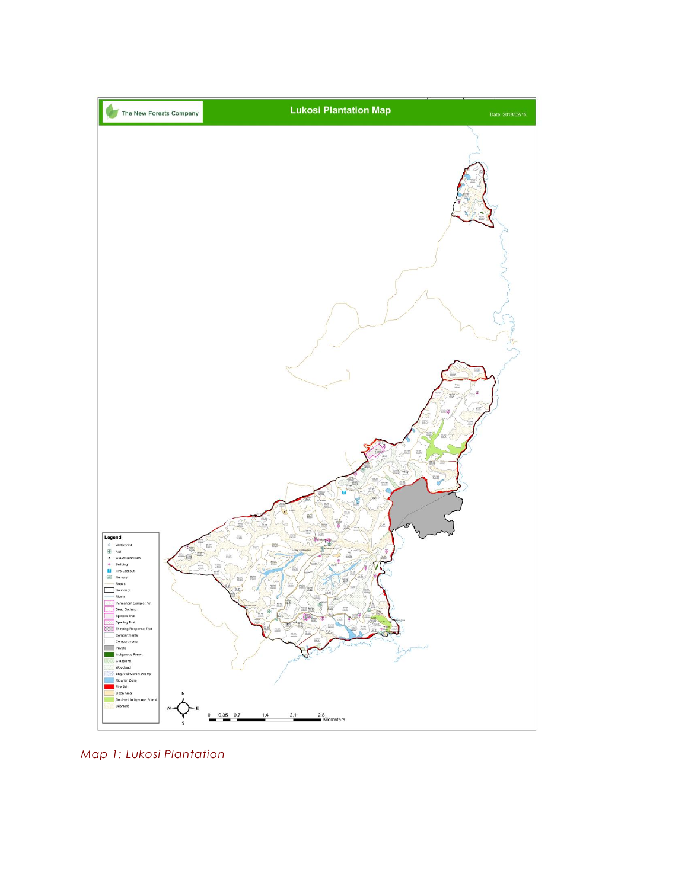*Map 1: Lukosi Plantation*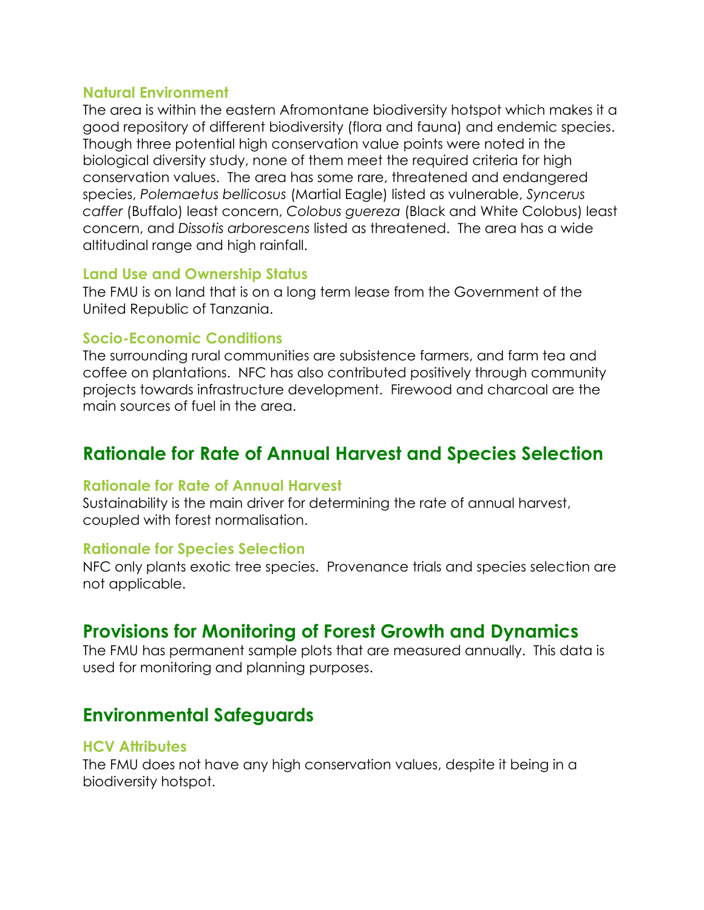### Natural Environment

The area is within the eastern Afromontane biodiversity hotspot which makes it a good repository of different biodiversity (flora and fauna) and endemic species. Though three potential high conservation value points were noted in the biological diversity study, none of them meet the required criteria for high conservation values. The area has some rare, threatened and endangered species, *Polemaetus bellicosus* (Martial Eagle) listed as vulnerable, *Syncerus caffer* (Buffalo) least concern, *Colobus guereza* (Black and White Colobus) least concern, and *Dissotis arborescens* listed as threatened. The area has a wide altitudinal range and high rainfall.

### Land Use and Ownership Status

The FMU is on land that is on a long term lease from the Government of the United Republic of Tanzania.

### Socio-Economic Conditions

The surrounding rural communities are subsistence farmers, and farm tea and coffee on plantations. NFC has also contributed positively through community projects towards infrastructure development. Firewood and charcoal are the main sources of fuel in the area.

## Rationale for Rate of Annual Harvest and Species Selection

### Rationale for Rate of Annual Harvest

Sustainability is the main driver for determining the rate of annual harvest, coupled with forest normalisation.

### Rationale for Species Selection

NFC only plants exotic tree species. Provenance trials and species selection are not applicable.

## Provisions for Monitoring of Forest Growth and Dynamics

The FMU has permanent sample plots that are measured annually. This data is used for monitoring and planning purposes.

## Environmental Safeguards

### HCV Attributes

The FMU does not have any high conservation values, despite it being in a biodiversity hotspot.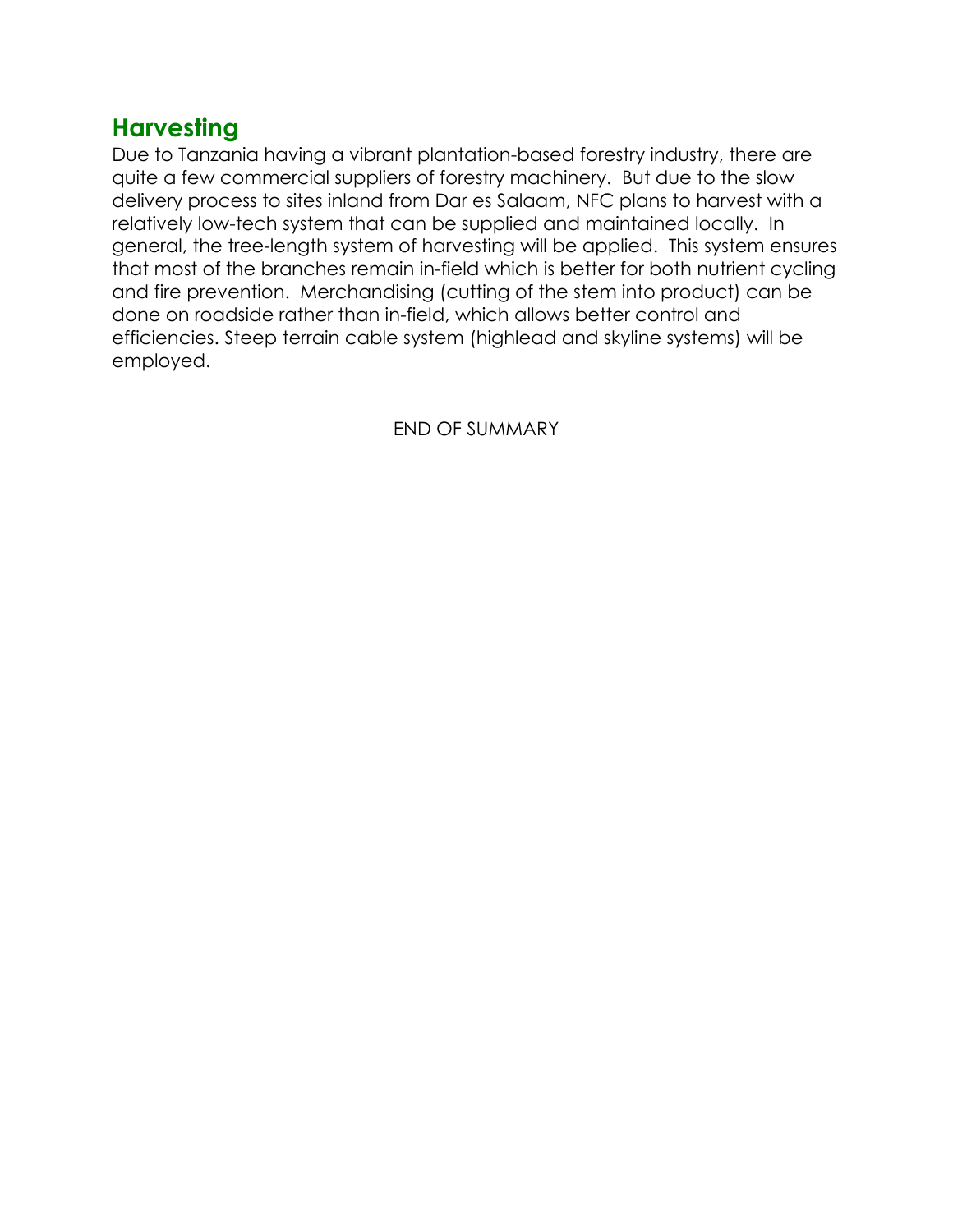## Harvesting

Due to Tanzania having a vibrant plantation-based forestry industry, there are quite a few commercial suppliers of forestry machinery. But due to the slow delivery process to sites inland from Dar es Salaam, NFC plans to harvest with a relatively low-tech system that can be supplied and maintained locally. In general, the tree-length system of harvesting will be applied. This system ensures that most of the branches remain in-field which is better for both nutrient cycling and fire prevention. Merchandising (cutting of the stem into product) can be done on roadside rather than in-field, which allows better control and efficiencies. Steep terrain cable system (highlead and skyline systems) will be employed.

END OF SUMMARY